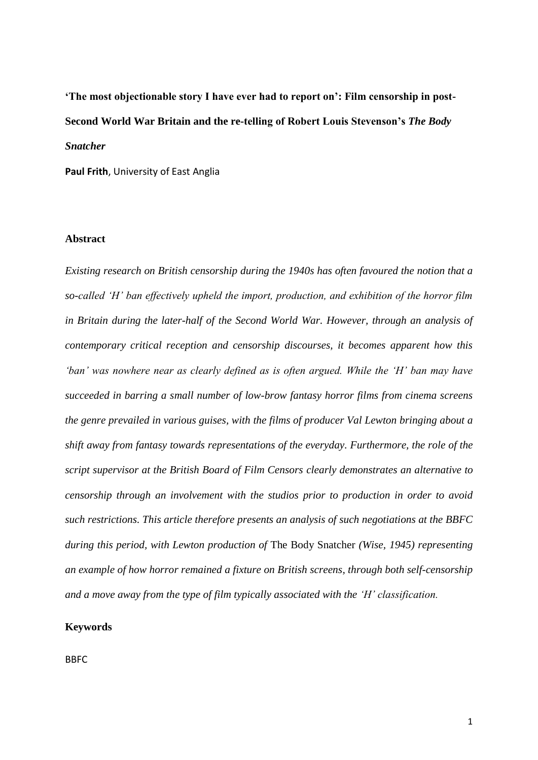# 'The most objectionable story I have ever had to report on': Film censorship in post-Second World War Britain and the re-telling of Robert Louis Stevenson's *The Body Snatcher*

**Paul Frith**, University of East Anglia

## Abstract

*Existing research on British censorship during the 1940s has often favoured the notion that a so-called 'H' ban effectively upheld the import, production, and exhibition of the horror film in Britain during the later-half of the Second World War. However, through an analysis of contemporary critical reception and censorship discourses, it becomes apparent how this 'ban' was nowhere near as clearly defined as is often argued. While the 'H' ban may have succeeded in barring a small number of low-brow fantasy horror films from cinema screens the genre prevailed in various guises, with the films of producer Val Lewton bringing about a shift away from fantasy towards representations of the everyday. Furthermore, the role of the script supervisor at the British Board of Film Censors clearly demonstrates an alternative to censorship through an involvement with the studios prior to production in order to avoid such restrictions. This article therefore presents an analysis of such negotiations at the BBFC during this period, with Lewton production of* The Body Snatcher *(Wise, 1945) representing an example of how horror remained a fixture on British screens, through both self-censorship and a move away from the type of film typically associated with the 'H' classification.*

## Keywords

BBFC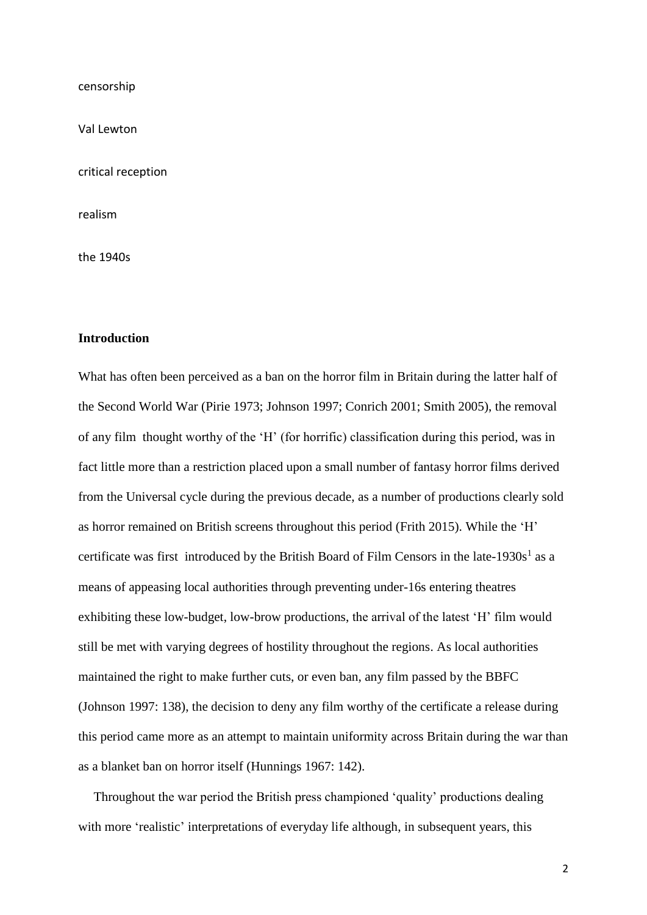censorship

Val Lewton

critical reception

realism

the 1940s

## Introduction

What has often been perceived as a ban on the horror film in Britain during the latter half of the Second World War (Pirie 1973; Johnson 1997; Conrich 2001; Smith 2005), the removal of any film thought worthy of the 'H' (for horrific) classification during this period, was in fact little more than a restriction placed upon a small number of fantasy horror films derived from the Universal cycle during the previous decade, as a number of productions clearly sold as horror remained on British screens throughout this period (Frith 2015). While the 'H' certificate was first introduced by the British Board of Film Censors in the late-1930s[1] as a means of appeasing local authorities through preventing under-16s entering theatres exhibiting these low-budget, low-brow productions, the arrival of the latest 'H' film would still be met with varying degrees of hostility throughout the regions. As local authorities maintained the right to make further cuts, or even ban, any film passed by the BBFC (Johnson 1997: 138), the decision to deny any film worthy of the certificate a release during this period came more as an attempt to maintain uniformity across Britain during the war than as a blanket ban on horror itself (Hunnings 1967: 142).

Throughout the war period the British press championed 'quality' productions dealing with more 'realistic' interpretations of everyday life although, in subsequent years, this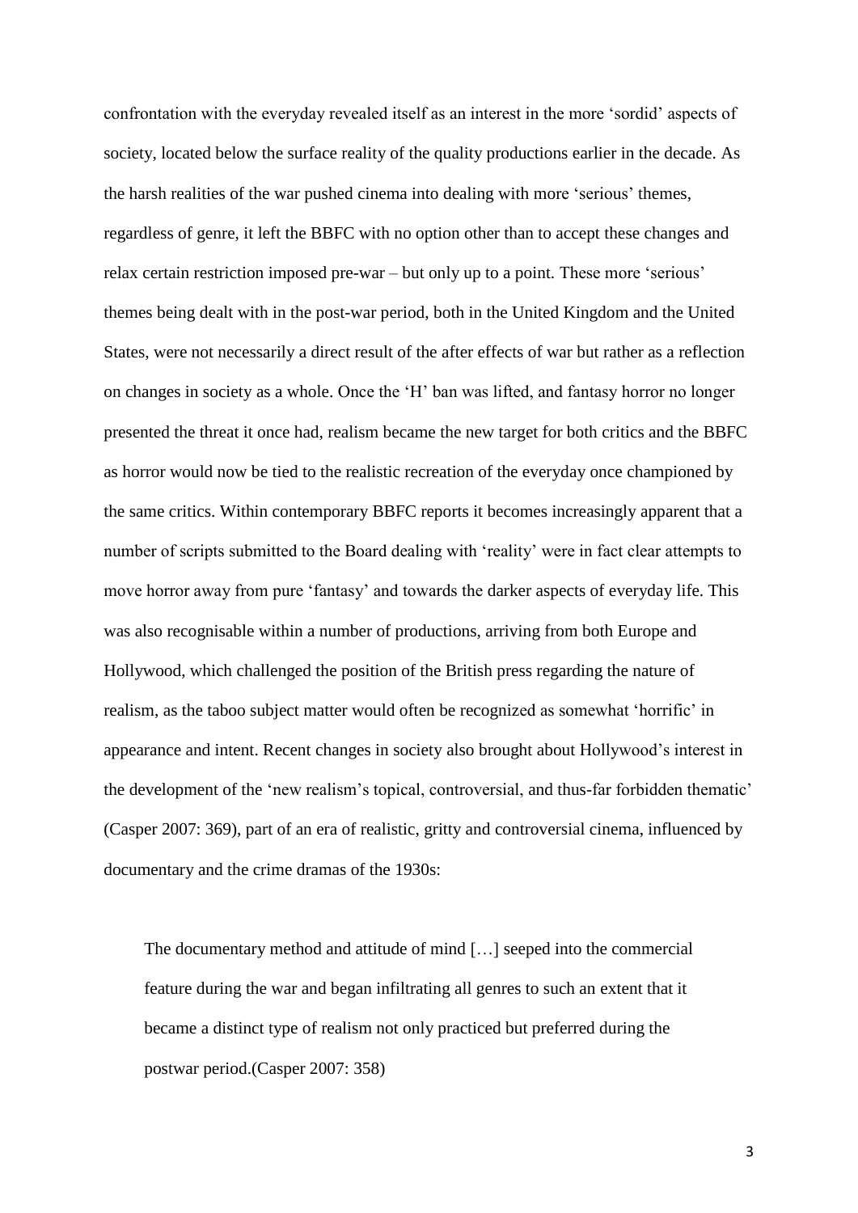confrontation with the everyday revealed itself as an interest in the more 'sordid' aspects of society, located below the surface reality of the quality productions earlier in the decade. As the harsh realities of the war pushed cinema into dealing with more 'serious' themes, regardless of genre, it left the BBFC with no option other than to accept these changes and relax certain restriction imposed pre-war – but only up to a point. These more 'serious' themes being dealt with in the post-war period, both in the United Kingdom and the United States, were not necessarily a direct result of the after effects of war but rather as a reflection on changes in society as a whole. Once the 'H' ban was lifted, and fantasy horror no longer presented the threat it once had, realism became the new target for both critics and the BBFC as horror would now be tied to the realistic recreation of the everyday once championed by the same critics. Within contemporary BBFC reports it becomes increasingly apparent that a number of scripts submitted to the Board dealing with 'reality' were in fact clear attempts to move horror away from pure 'fantasy' and towards the darker aspects of everyday life. This was also recognisable within a number of productions, arriving from both Europe and Hollywood, which challenged the position of the British press regarding the nature of realism, as the taboo subject matter would often be recognized as somewhat 'horrific' in appearance and intent. Recent changes in society also brought about Hollywood's interest in the development of the 'new realism's topical, controversial, and thus-far forbidden thematic' (Casper 2007: 369), part of an era of realistic, gritty and controversial cinema, influenced by documentary and the crime dramas of the 1930s:

> The documentary method and attitude of mind […] seeped into the commercial feature during the war and began infiltrating all genres to such an extent that it became a distinct type of realism not only practiced but preferred during the postwar period.(Casper 2007: 358)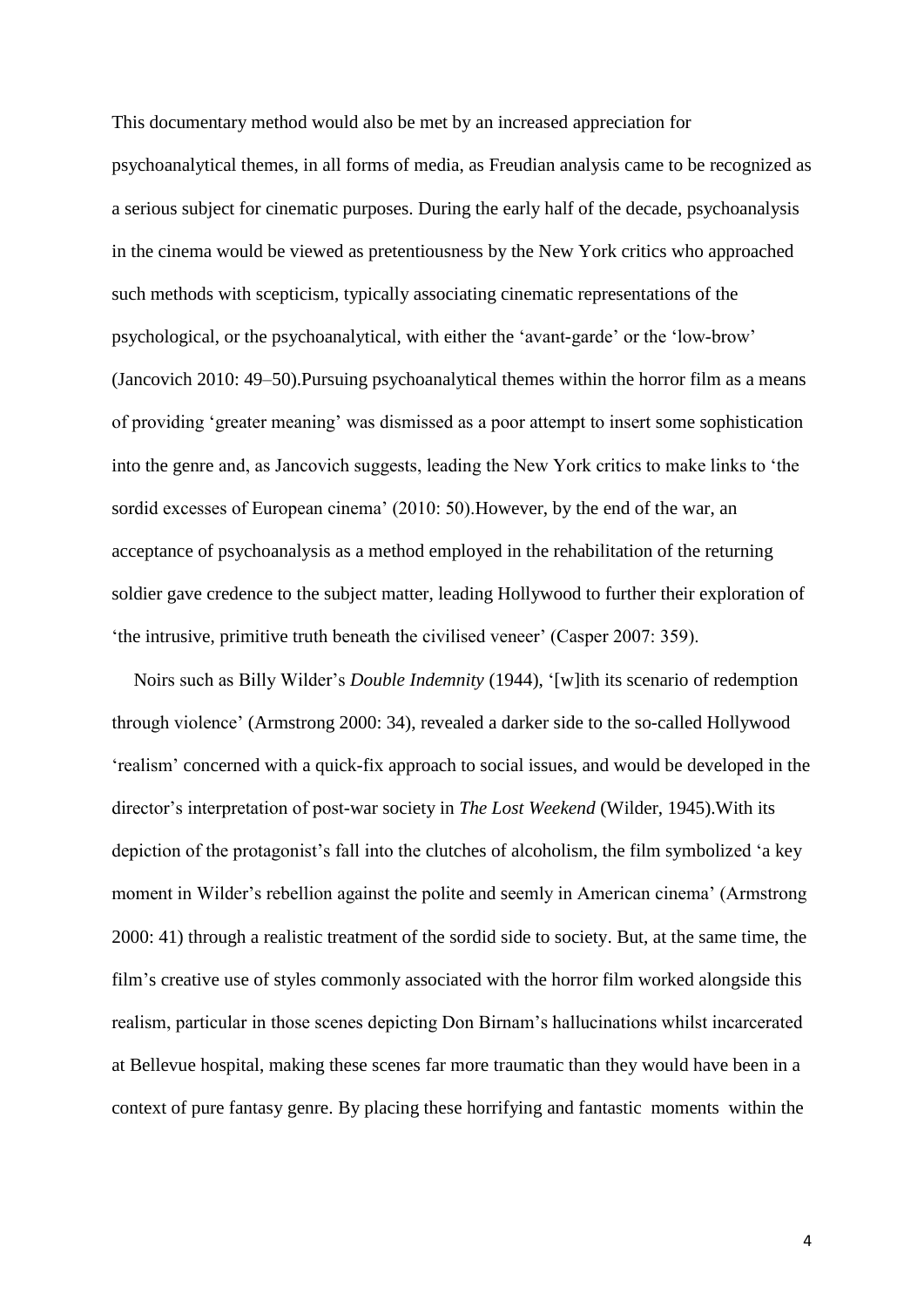This documentary method would also be met by an increased appreciation for psychoanalytical themes, in all forms of media, as Freudian analysis came to be recognized as a serious subject for cinematic purposes. During the early half of the decade, psychoanalysis in the cinema would be viewed as pretentiousness by the New York critics who approached such methods with scepticism, typically associating cinematic representations of the psychological, or the psychoanalytical, with either the 'avant-garde' or the 'low-brow' (Jancovich 2010: 49–50).Pursuing psychoanalytical themes within the horror film as a means of providing 'greater meaning' was dismissed as a poor attempt to insert some sophistication into the genre and, as Jancovich suggests, leading the New York critics to make links to 'the sordid excesses of European cinema' (2010: 50).However, by the end of the war, an acceptance of psychoanalysis as a method employed in the rehabilitation of the returning soldier gave credence to the subject matter, leading Hollywood to further their exploration of 'the intrusive, primitive truth beneath the civilised veneer' (Casper 2007: 359).

Noirs such as Billy Wilder's *Double Indemnity* (1944), '[w]ith its scenario of redemption through violence' (Armstrong 2000: 34), revealed a darker side to the so-called Hollywood 'realism' concerned with a quick-fix approach to social issues, and would be developed in the director's interpretation of post-war society in *The Lost Weekend* (Wilder, 1945).With its depiction of the protagonist's fall into the clutches of alcoholism, the film symbolized 'a key moment in Wilder's rebellion against the polite and seemly in American cinema' (Armstrong 2000: 41) through a realistic treatment of the sordid side to society. But, at the same time, the film's creative use of styles commonly associated with the horror film worked alongside this realism, particular in those scenes depicting Don Birnam's hallucinations whilst incarcerated at Bellevue hospital, making these scenes far more traumatic than they would have been in a context of pure fantasy genre. By placing these horrifying and fantastic moments within the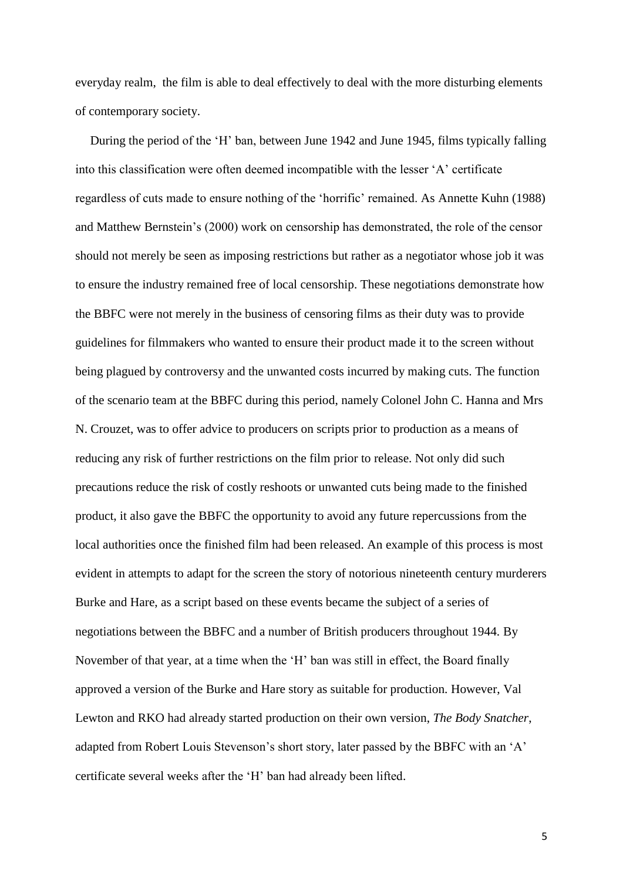everyday realm, the film is able to deal effectively to deal with the more disturbing elements of contemporary society.

During the period of the 'H' ban, between June 1942 and June 1945, films typically falling into this classification were often deemed incompatible with the lesser 'A' certificate regardless of cuts made to ensure nothing of the 'horrific' remained. As Annette Kuhn (1988) and Matthew Bernstein's (2000) work on censorship has demonstrated, the role of the censor should not merely be seen as imposing restrictions but rather as a negotiator whose job it was to ensure the industry remained free of local censorship. These negotiations demonstrate how the BBFC were not merely in the business of censoring films as their duty was to provide guidelines for filmmakers who wanted to ensure their product made it to the screen without being plagued by controversy and the unwanted costs incurred by making cuts. The function of the scenario team at the BBFC during this period, namely Colonel John C. Hanna and Mrs N. Crouzet, was to offer advice to producers on scripts prior to production as a means of reducing any risk of further restrictions on the film prior to release. Not only did such precautions reduce the risk of costly reshoots or unwanted cuts being made to the finished product, it also gave the BBFC the opportunity to avoid any future repercussions from the local authorities once the finished film had been released. An example of this process is most evident in attempts to adapt for the screen the story of notorious nineteenth century murderers Burke and Hare, as a script based on these events became the subject of a series of negotiations between the BBFC and a number of British producers throughout 1944. By November of that year, at a time when the 'H' ban was still in effect, the Board finally approved a version of the Burke and Hare story as suitable for production. However, Val Lewton and RKO had already started production on their own version, *The Body Snatcher*, adapted from Robert Louis Stevenson's short story, later passed by the BBFC with an 'A' certificate several weeks after the 'H' ban had already been lifted.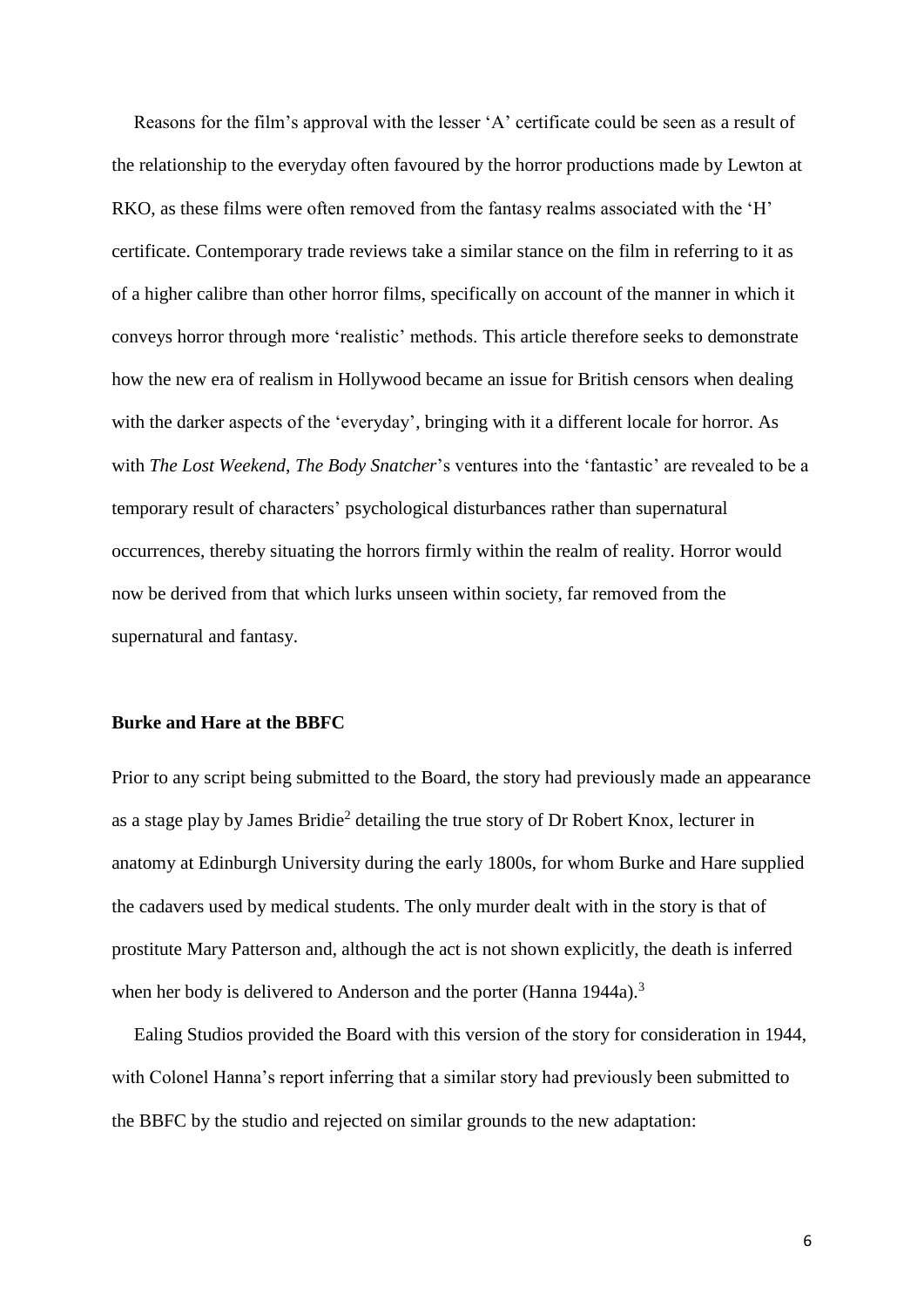Reasons for the film's approval with the lesser 'A' certificate could be seen as a result of the relationship to the everyday often favoured by the horror productions made by Lewton at RKO, as these films were often removed from the fantasy realms associated with the 'H' certificate. Contemporary trade reviews take a similar stance on the film in referring to it as of a higher calibre than other horror films, specifically on account of the manner in which it conveys horror through more 'realistic' methods. This article therefore seeks to demonstrate how the new era of realism in Hollywood became an issue for British censors when dealing with the darker aspects of the 'everyday', bringing with it a different locale for horror. As with *The Lost Weekend*, *The Body Snatcher*'s ventures into the 'fantastic' are revealed to be a temporary result of characters' psychological disturbances rather than supernatural occurrences, thereby situating the horrors firmly within the realm of reality. Horror would now be derived from that which lurks unseen within society, far removed from the supernatural and fantasy.

### Burke and Hare at the BBFC

Prior to any script being submitted to the Board, the story had previously made an appearance as a stage play by James Bridie[2] detailing the true story of Dr Robert Knox, lecturer in anatomy at Edinburgh University during the early 1800s, for whom Burke and Hare supplied the cadavers used by medical students. The only murder dealt with in the story is that of prostitute Mary Patterson and, although the act is not shown explicitly, the death is inferred when her body is delivered to Anderson and the porter (Hanna 1944a).[3]

Ealing Studios provided the Board with this version of the story for consideration in 1944, with Colonel Hanna's report inferring that a similar story had previously been submitted to the BBFC by the studio and rejected on similar grounds to the new adaptation: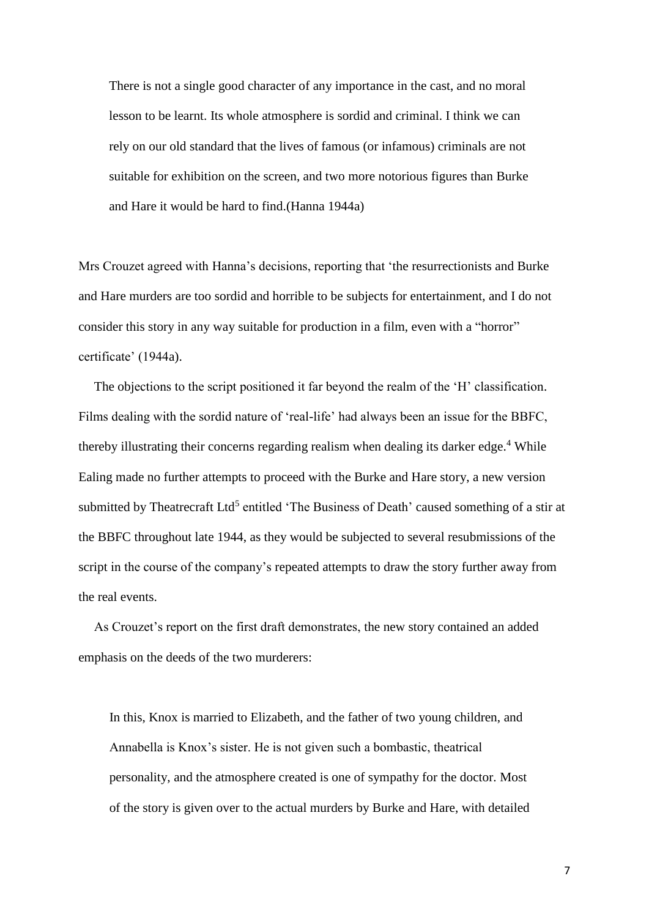> There is not a single good character of any importance in the cast, and no moral lesson to be learnt. Its whole atmosphere is sordid and criminal. I think we can rely on our old standard that the lives of famous (or infamous) criminals are not suitable for exhibition on the screen, and two more notorious figures than Burke and Hare it would be hard to find.(Hanna 1944a)

Mrs Crouzet agreed with Hanna's decisions, reporting that 'the resurrectionists and Burke and Hare murders are too sordid and horrible to be subjects for entertainment, and I do not consider this story in any way suitable for production in a film, even with a "horror" certificate' (1944a).

The objections to the script positioned it far beyond the realm of the 'H' classification. Films dealing with the sordid nature of 'real-life' had always been an issue for the BBFC, thereby illustrating their concerns regarding realism when dealing its darker edge.[4] While Ealing made no further attempts to proceed with the Burke and Hare story, a new version submitted by Theatrecraft Ltd[5] entitled 'The Business of Death' caused something of a stir at the BBFC throughout late 1944, as they would be subjected to several resubmissions of the script in the course of the company's repeated attempts to draw the story further away from the real events.

As Crouzet's report on the first draft demonstrates, the new story contained an added emphasis on the deeds of the two murderers:

> In this, Knox is married to Elizabeth, and the father of two young children, and Annabella is Knox's sister. He is not given such a bombastic, theatrical personality, and the atmosphere created is one of sympathy for the doctor. Most of the story is given over to the actual murders by Burke and Hare, with detailed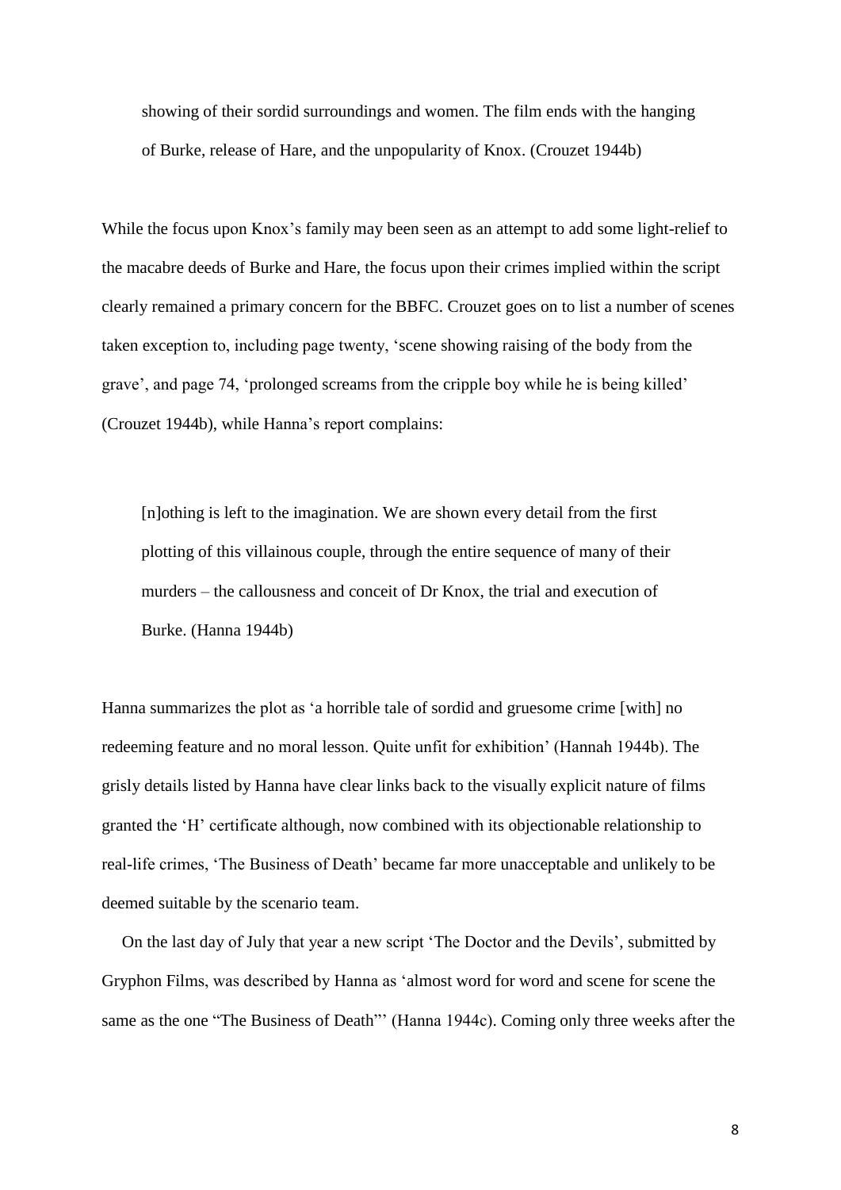showing of their sordid surroundings and women. The film ends with the hanging of Burke, release of Hare, and the unpopularity of Knox. (Crouzet 1944b)

While the focus upon Knox's family may been seen as an attempt to add some light-relief to the macabre deeds of Burke and Hare, the focus upon their crimes implied within the script clearly remained a primary concern for the BBFC. Crouzet goes on to list a number of scenes taken exception to, including page twenty, 'scene showing raising of the body from the grave', and page 74, 'prolonged screams from the cripple boy while he is being killed' (Crouzet 1944b), while Hanna's report complains:

> [n]othing is left to the imagination. We are shown every detail from the first plotting of this villainous couple, through the entire sequence of many of their murders – the callousness and conceit of Dr Knox, the trial and execution of Burke. (Hanna 1944b)

Hanna summarizes the plot as 'a horrible tale of sordid and gruesome crime [with] no redeeming feature and no moral lesson. Quite unfit for exhibition' (Hannah 1944b). The grisly details listed by Hanna have clear links back to the visually explicit nature of films granted the 'H' certificate although, now combined with its objectionable relationship to real-life crimes, 'The Business of Death' became far more unacceptable and unlikely to be deemed suitable by the scenario team.

On the last day of July that year a new script 'The Doctor and the Devils', submitted by Gryphon Films, was described by Hanna as 'almost word for word and scene for scene the same as the one "The Business of Death"' (Hanna 1944c). Coming only three weeks after the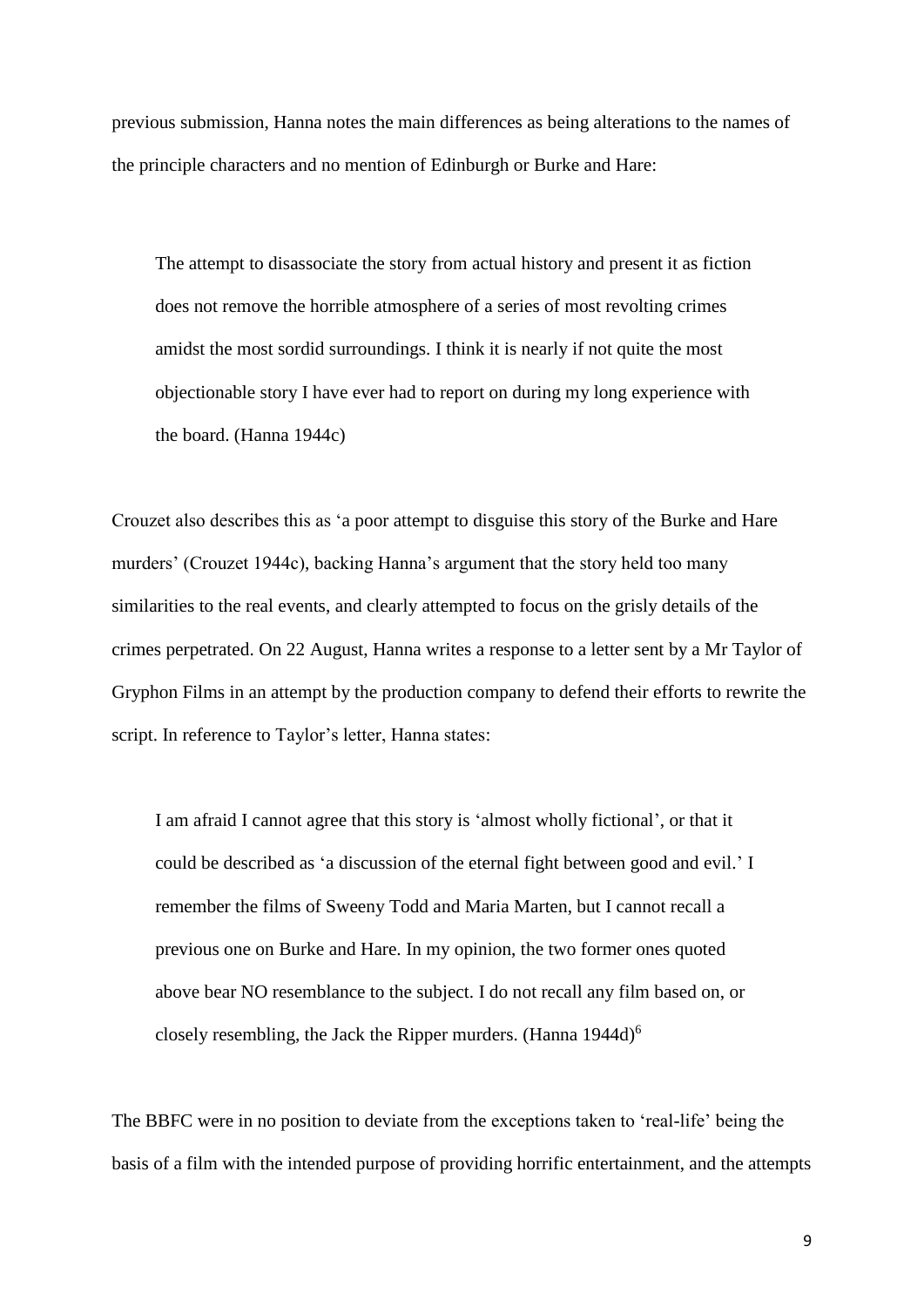previous submission, Hanna notes the main differences as being alterations to the names of the principle characters and no mention of Edinburgh or Burke and Hare:

> The attempt to disassociate the story from actual history and present it as fiction does not remove the horrible atmosphere of a series of most revolting crimes amidst the most sordid surroundings. I think it is nearly if not quite the most objectionable story I have ever had to report on during my long experience with the board. (Hanna 1944c)

Crouzet also describes this as 'a poor attempt to disguise this story of the Burke and Hare murders' (Crouzet 1944c), backing Hanna's argument that the story held too many similarities to the real events, and clearly attempted to focus on the grisly details of the crimes perpetrated. On 22 August, Hanna writes a response to a letter sent by a Mr Taylor of Gryphon Films in an attempt by the production company to defend their efforts to rewrite the script. In reference to Taylor's letter, Hanna states:

> I am afraid I cannot agree that this story is 'almost wholly fictional', or that it could be described as 'a discussion of the eternal fight between good and evil.' I remember the films of Sweeny Todd and Maria Marten, but I cannot recall a previous one on Burke and Hare. In my opinion, the two former ones quoted above bear NO resemblance to the subject. I do not recall any film based on, or closely resembling, the Jack the Ripper murders. (Hanna 1944d)[6]

The BBFC were in no position to deviate from the exceptions taken to 'real-life' being the basis of a film with the intended purpose of providing horrific entertainment, and the attempts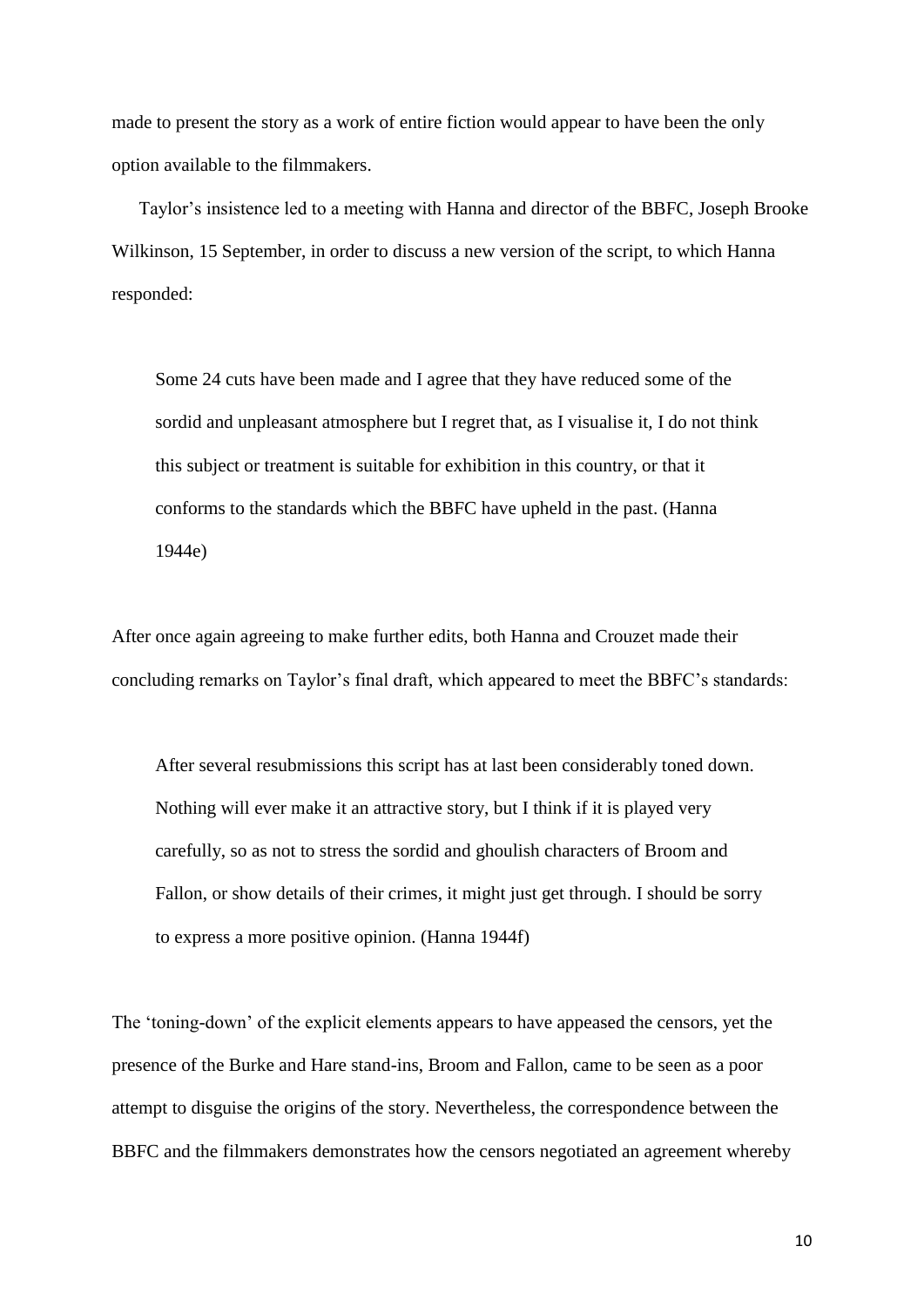made to present the story as a work of entire fiction would appear to have been the only option available to the filmmakers.

Taylor's insistence led to a meeting with Hanna and director of the BBFC, Joseph Brooke Wilkinson, 15 September, in order to discuss a new version of the script, to which Hanna responded:

> Some 24 cuts have been made and I agree that they have reduced some of the sordid and unpleasant atmosphere but I regret that, as I visualise it, I do not think this subject or treatment is suitable for exhibition in this country, or that it conforms to the standards which the BBFC have upheld in the past. (Hanna 1944e)

After once again agreeing to make further edits, both Hanna and Crouzet made their concluding remarks on Taylor's final draft, which appeared to meet the BBFC's standards:

> After several resubmissions this script has at last been considerably toned down. Nothing will ever make it an attractive story, but I think if it is played very carefully, so as not to stress the sordid and ghoulish characters of Broom and Fallon, or show details of their crimes, it might just get through. I should be sorry to express a more positive opinion. (Hanna 1944f)

The 'toning-down' of the explicit elements appears to have appeased the censors, yet the presence of the Burke and Hare stand-ins, Broom and Fallon, came to be seen as a poor attempt to disguise the origins of the story. Nevertheless, the correspondence between the BBFC and the filmmakers demonstrates how the censors negotiated an agreement whereby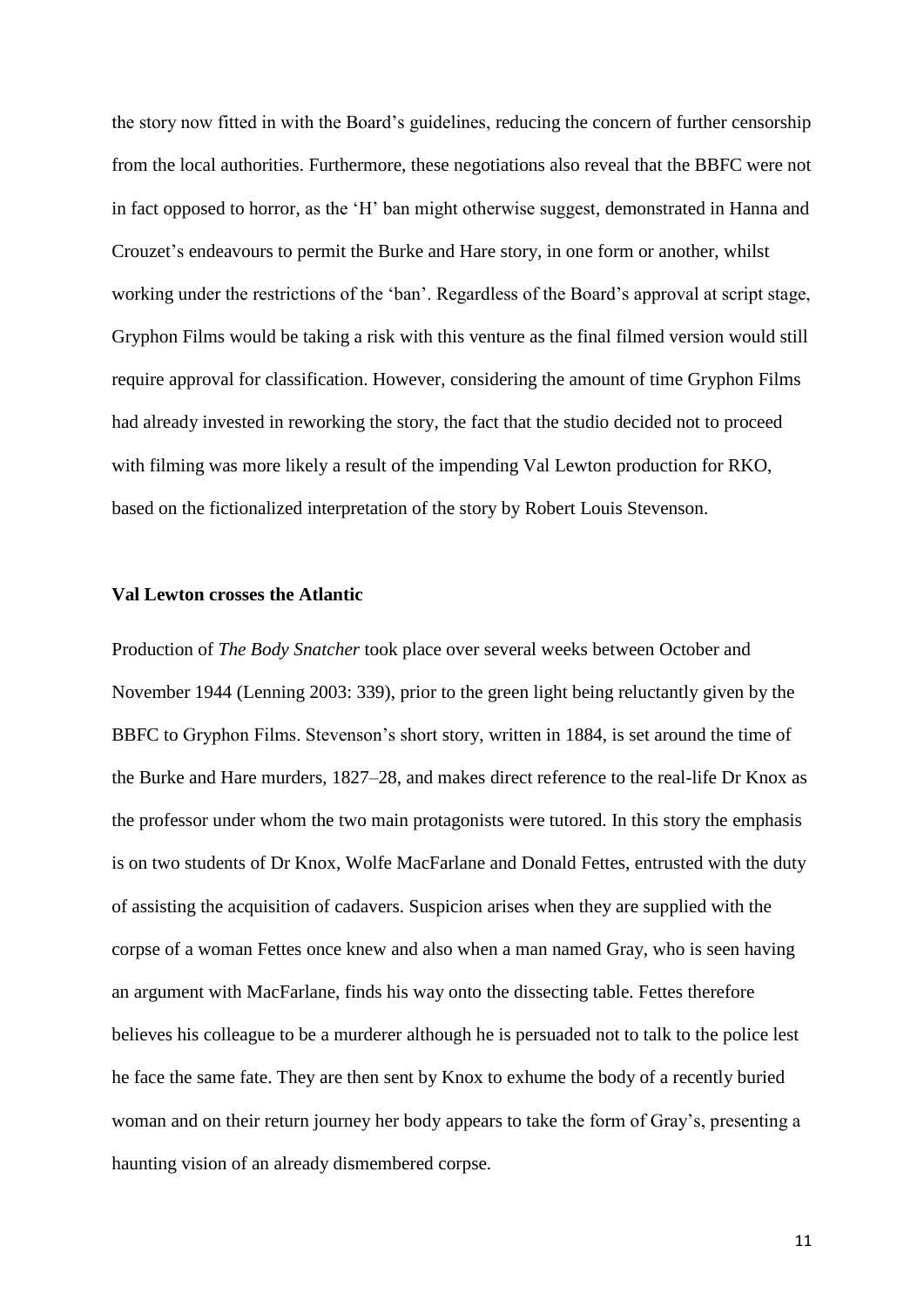the story now fitted in with the Board's guidelines, reducing the concern of further censorship from the local authorities. Furthermore, these negotiations also reveal that the BBFC were not in fact opposed to horror, as the 'H' ban might otherwise suggest, demonstrated in Hanna and Crouzet's endeavours to permit the Burke and Hare story, in one form or another, whilst working under the restrictions of the 'ban'. Regardless of the Board's approval at script stage, Gryphon Films would be taking a risk with this venture as the final filmed version would still require approval for classification. However, considering the amount of time Gryphon Films had already invested in reworking the story, the fact that the studio decided not to proceed with filming was more likely a result of the impending Val Lewton production for RKO, based on the fictionalized interpretation of the story by Robert Louis Stevenson.

**Val Lewton crosses the Atlantic**

Production of *The Body Snatcher* took place over several weeks between October and November 1944 (Lenning 2003: 339), prior to the green light being reluctantly given by the BBFC to Gryphon Films. Stevenson's short story, written in 1884, is set around the time of the Burke and Hare murders, 1827–28, and makes direct reference to the real-life Dr Knox as the professor under whom the two main protagonists were tutored. In this story the emphasis is on two students of Dr Knox, Wolfe MacFarlane and Donald Fettes, entrusted with the duty of assisting the acquisition of cadavers. Suspicion arises when they are supplied with the corpse of a woman Fettes once knew and also when a man named Gray, who is seen having an argument with MacFarlane, finds his way onto the dissecting table. Fettes therefore believes his colleague to be a murderer although he is persuaded not to talk to the police lest he face the same fate. They are then sent by Knox to exhume the body of a recently buried woman and on their return journey her body appears to take the form of Gray's, presenting a haunting vision of an already dismembered corpse.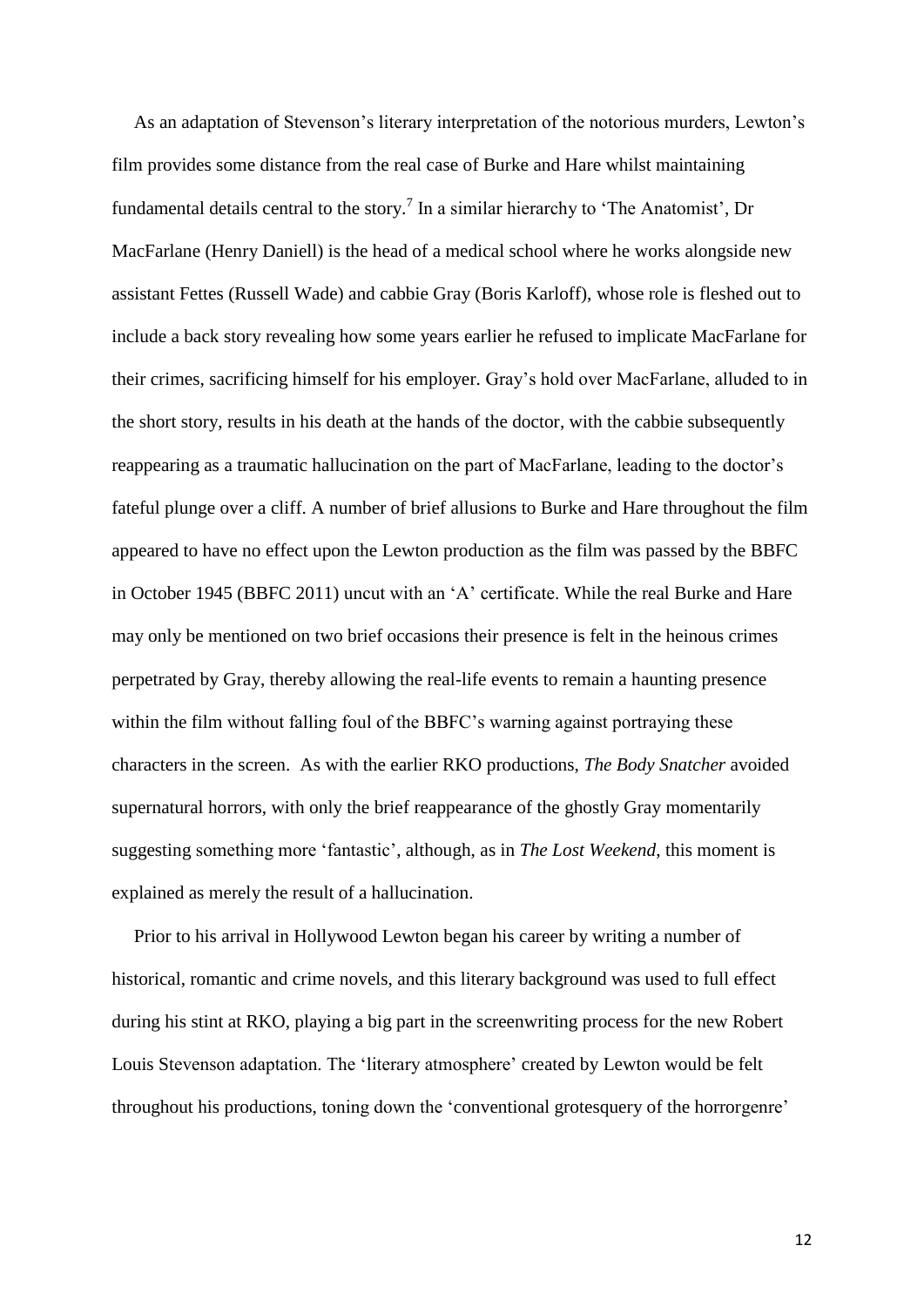As an adaptation of Stevenson's literary interpretation of the notorious murders, Lewton's film provides some distance from the real case of Burke and Hare whilst maintaining fundamental details central to the story.[7] In a similar hierarchy to 'The Anatomist', Dr MacFarlane (Henry Daniell) is the head of a medical school where he works alongside new assistant Fettes (Russell Wade) and cabbie Gray (Boris Karloff), whose role is fleshed out to include a back story revealing how some years earlier he refused to implicate MacFarlane for their crimes, sacrificing himself for his employer. Gray's hold over MacFarlane, alluded to in the short story, results in his death at the hands of the doctor, with the cabbie subsequently reappearing as a traumatic hallucination on the part of MacFarlane, leading to the doctor's fateful plunge over a cliff. A number of brief allusions to Burke and Hare throughout the film appeared to have no effect upon the Lewton production as the film was passed by the BBFC in October 1945 (BBFC 2011) uncut with an 'A' certificate. While the real Burke and Hare may only be mentioned on two brief occasions their presence is felt in the heinous crimes perpetrated by Gray, thereby allowing the real-life events to remain a haunting presence within the film without falling foul of the BBFC's warning against portraying these characters in the screen. As with the earlier RKO productions, *The Body Snatcher* avoided supernatural horrors, with only the brief reappearance of the ghostly Gray momentarily suggesting something more 'fantastic', although, as in *The Lost Weekend*, this moment is explained as merely the result of a hallucination.

Prior to his arrival in Hollywood Lewton began his career by writing a number of historical, romantic and crime novels, and this literary background was used to full effect during his stint at RKO, playing a big part in the screenwriting process for the new Robert Louis Stevenson adaptation. The 'literary atmosphere' created by Lewton would be felt throughout his productions, toning down the 'conventional grotesquery of the horrorgenre'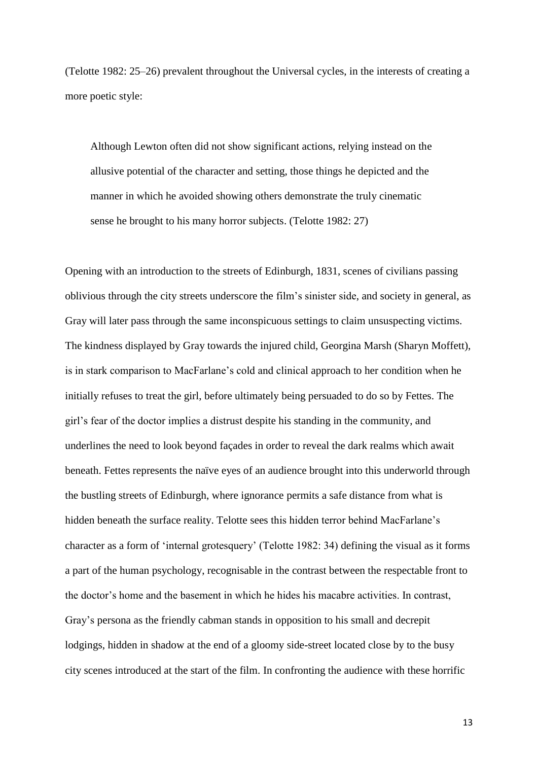(Telotte 1982: 25–26) prevalent throughout the Universal cycles, in the interests of creating a more poetic style:

> Although Lewton often did not show significant actions, relying instead on the allusive potential of the character and setting, those things he depicted and the manner in which he avoided showing others demonstrate the truly cinematic sense he brought to his many horror subjects. (Telotte 1982: 27)

Opening with an introduction to the streets of Edinburgh, 1831, scenes of civilians passing oblivious through the city streets underscore the film's sinister side, and society in general, as Gray will later pass through the same inconspicuous settings to claim unsuspecting victims. The kindness displayed by Gray towards the injured child, Georgina Marsh (Sharyn Moffett), is in stark comparison to MacFarlane's cold and clinical approach to her condition when he initially refuses to treat the girl, before ultimately being persuaded to do so by Fettes. The girl's fear of the doctor implies a distrust despite his standing in the community, and underlines the need to look beyond façades in order to reveal the dark realms which await beneath. Fettes represents the naïve eyes of an audience brought into this underworld through the bustling streets of Edinburgh, where ignorance permits a safe distance from what is hidden beneath the surface reality. Telotte sees this hidden terror behind MacFarlane's character as a form of 'internal grotesquery' (Telotte 1982: 34) defining the visual as it forms a part of the human psychology, recognisable in the contrast between the respectable front to the doctor's home and the basement in which he hides his macabre activities. In contrast, Gray's persona as the friendly cabman stands in opposition to his small and decrepit lodgings, hidden in shadow at the end of a gloomy side-street located close by to the busy city scenes introduced at the start of the film. In confronting the audience with these horrific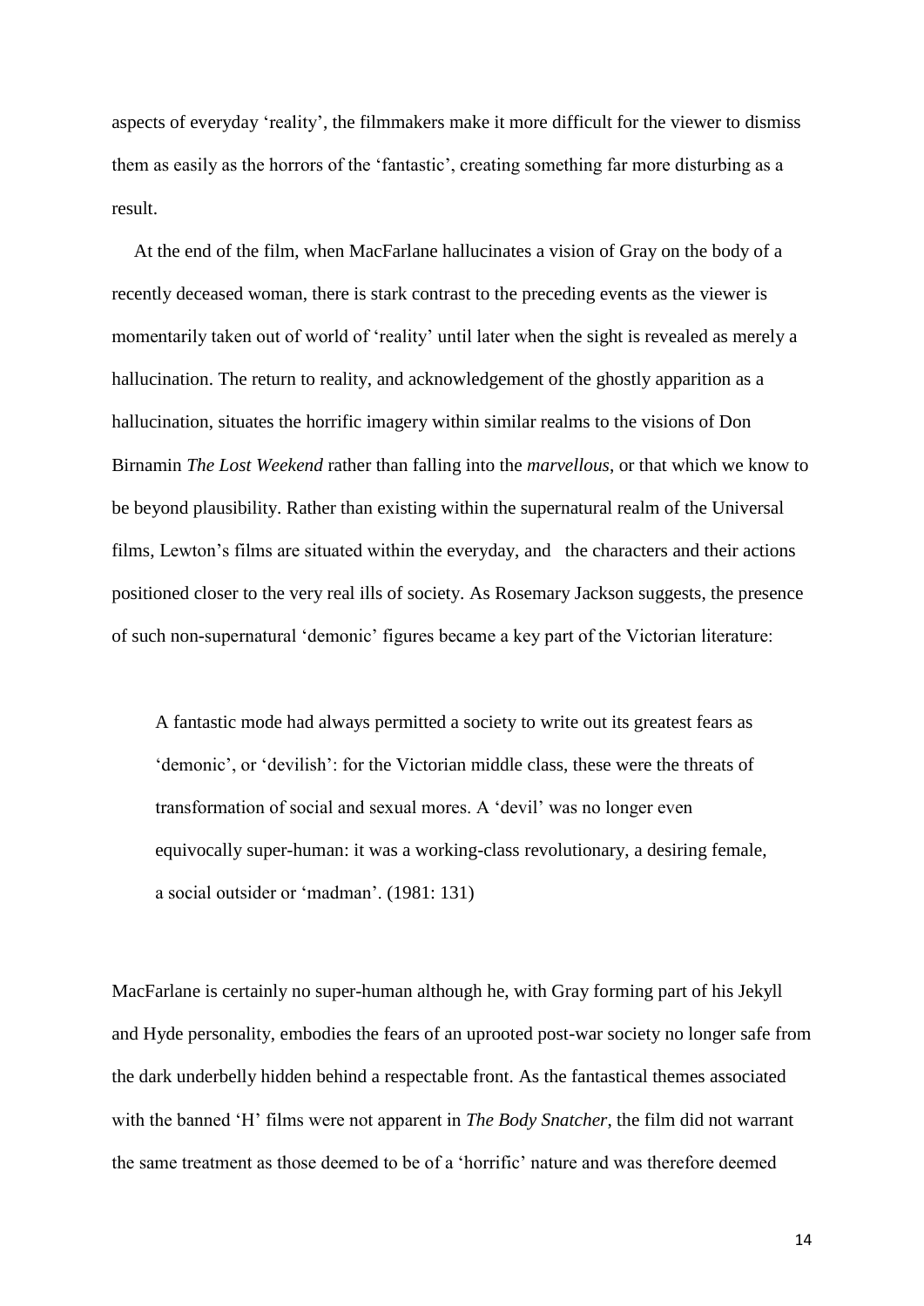aspects of everyday 'reality', the filmmakers make it more difficult for the viewer to dismiss them as easily as the horrors of the 'fantastic', creating something far more disturbing as a result.

At the end of the film, when MacFarlane hallucinates a vision of Gray on the body of a recently deceased woman, there is stark contrast to the preceding events as the viewer is momentarily taken out of world of 'reality' until later when the sight is revealed as merely a hallucination. The return to reality, and acknowledgement of the ghostly apparition as a hallucination, situates the horrific imagery within similar realms to the visions of Don Birnamin *The Lost Weekend* rather than falling into the *marvellous*, or that which we know to be beyond plausibility. Rather than existing within the supernatural realm of the Universal films, Lewton's films are situated within the everyday, and the characters and their actions positioned closer to the very real ills of society. As Rosemary Jackson suggests, the presence of such non-supernatural 'demonic' figures became a key part of the Victorian literature:

> A fantastic mode had always permitted a society to write out its greatest fears as 'demonic', or 'devilish': for the Victorian middle class, these were the threats of transformation of social and sexual mores. A 'devil' was no longer even equivocally super-human: it was a working-class revolutionary, a desiring female, a social outsider or 'madman'. (1981: 131)

MacFarlane is certainly no super-human although he, with Gray forming part of his Jekyll and Hyde personality, embodies the fears of an uprooted post-war society no longer safe from the dark underbelly hidden behind a respectable front. As the fantastical themes associated with the banned 'H' films were not apparent in *The Body Snatcher*, the film did not warrant the same treatment as those deemed to be of a 'horrific' nature and was therefore deemed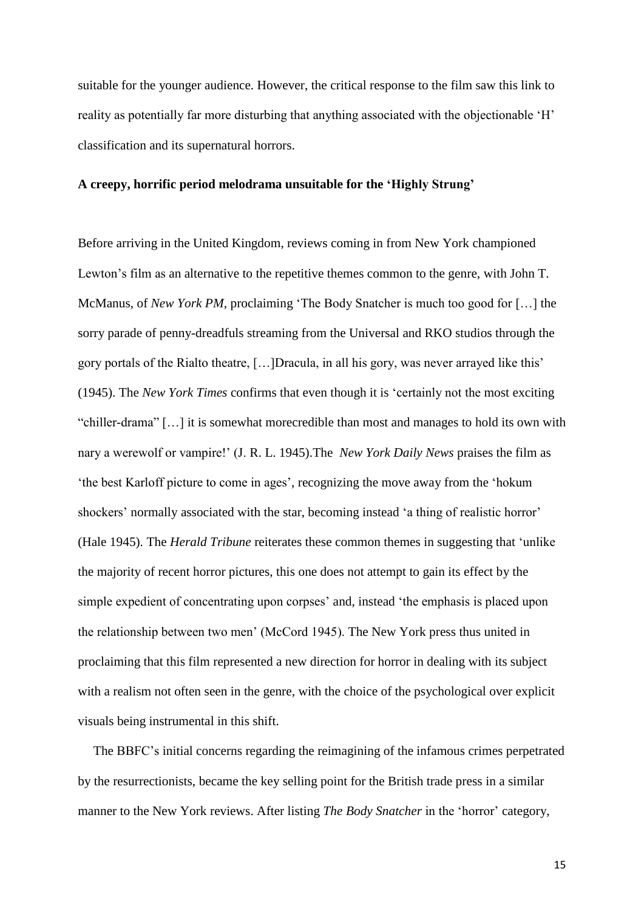suitable for the younger audience. However, the critical response to the film saw this link to reality as potentially far more disturbing that anything associated with the objectionable 'H' classification and its supernatural horrors.

## A creepy, horrific period melodrama unsuitable for the 'Highly Strung'

Before arriving in the United Kingdom, reviews coming in from New York championed Lewton's film as an alternative to the repetitive themes common to the genre, with John T. McManus, of *New York PM*, proclaiming 'The Body Snatcher is much too good for […] the sorry parade of penny-dreadfuls streaming from the Universal and RKO studios through the gory portals of the Rialto theatre, […]Dracula, in all his gory, was never arrayed like this' (1945). The *New York Times* confirms that even though it is 'certainly not the most exciting "chiller-drama" […] it is somewhat morecredible than most and manages to hold its own with nary a werewolf or vampire!' (J. R. L. 1945).The *New York Daily News* praises the film as 'the best Karloff picture to come in ages', recognizing the move away from the 'hokum shockers' normally associated with the star, becoming instead 'a thing of realistic horror' (Hale 1945). The *Herald Tribune* reiterates these common themes in suggesting that 'unlike the majority of recent horror pictures, this one does not attempt to gain its effect by the simple expedient of concentrating upon corpses' and, instead 'the emphasis is placed upon the relationship between two men' (McCord 1945). The New York press thus united in proclaiming that this film represented a new direction for horror in dealing with its subject with a realism not often seen in the genre, with the choice of the psychological over explicit visuals being instrumental in this shift.

The BBFC's initial concerns regarding the reimagining of the infamous crimes perpetrated by the resurrectionists, became the key selling point for the British trade press in a similar manner to the New York reviews. After listing *The Body Snatcher* in the 'horror' category,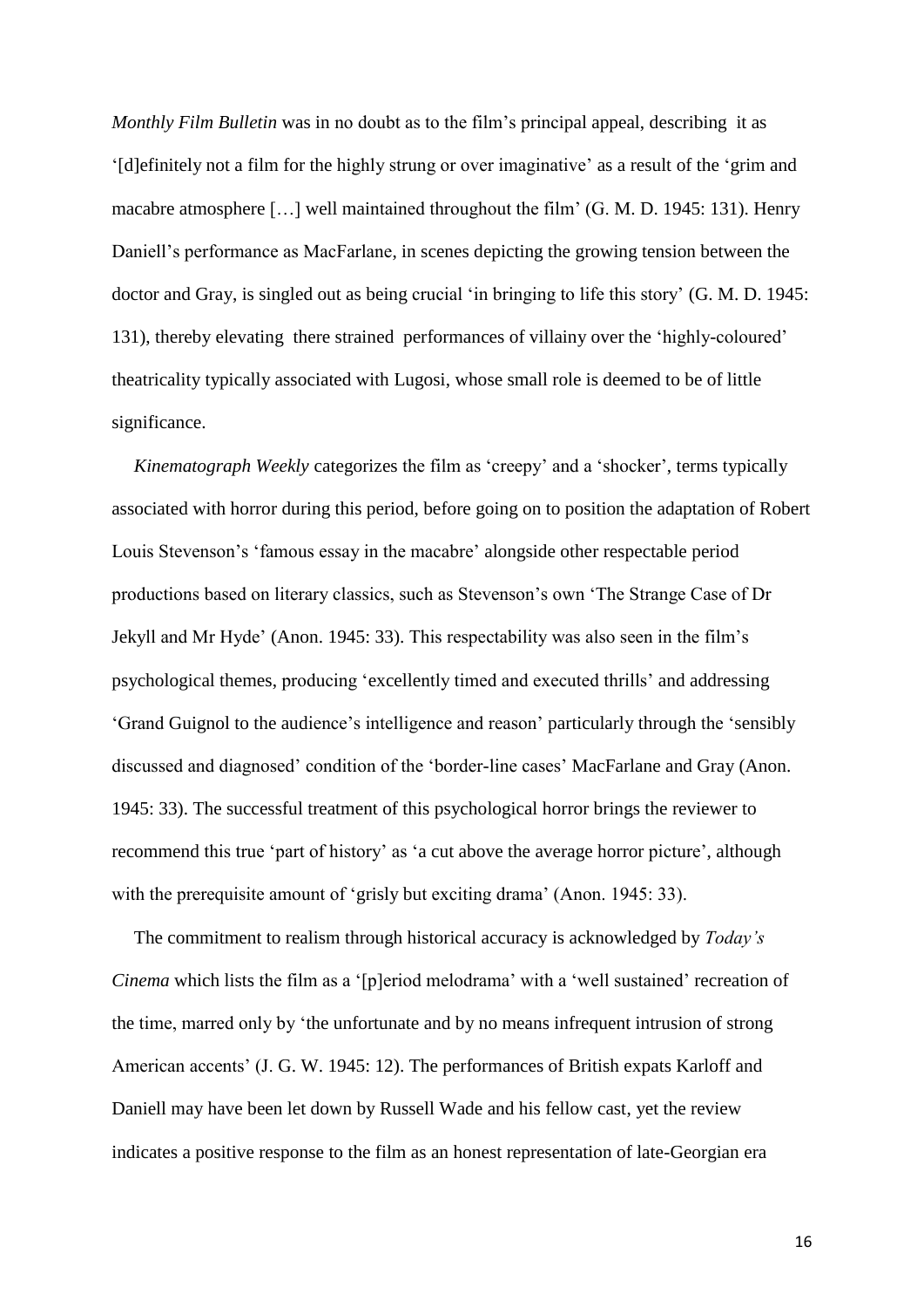*Monthly Film Bulletin* was in no doubt as to the film's principal appeal, describing it as '[d]efinitely not a film for the highly strung or over imaginative' as a result of the 'grim and macabre atmosphere […] well maintained throughout the film' (G. M. D. 1945: 131). Henry Daniell's performance as MacFarlane, in scenes depicting the growing tension between the doctor and Gray, is singled out as being crucial 'in bringing to life this story' (G. M. D. 1945: 131), thereby elevating there strained performances of villainy over the 'highly-coloured' theatricality typically associated with Lugosi, whose small role is deemed to be of little significance.

*Kinematograph Weekly* categorizes the film as 'creepy' and a 'shocker', terms typically associated with horror during this period, before going on to position the adaptation of Robert Louis Stevenson's 'famous essay in the macabre' alongside other respectable period productions based on literary classics, such as Stevenson's own 'The Strange Case of Dr Jekyll and Mr Hyde' (Anon. 1945: 33). This respectability was also seen in the film's psychological themes, producing 'excellently timed and executed thrills' and addressing 'Grand Guignol to the audience's intelligence and reason' particularly through the 'sensibly discussed and diagnosed' condition of the 'border-line cases' MacFarlane and Gray (Anon. 1945: 33). The successful treatment of this psychological horror brings the reviewer to recommend this true 'part of history' as 'a cut above the average horror picture', although with the prerequisite amount of 'grisly but exciting drama' (Anon. 1945: 33).

The commitment to realism through historical accuracy is acknowledged by *Today's Cinema* which lists the film as a '[p]eriod melodrama' with a 'well sustained' recreation of the time, marred only by 'the unfortunate and by no means infrequent intrusion of strong American accents' (J. G. W. 1945: 12). The performances of British expats Karloff and Daniell may have been let down by Russell Wade and his fellow cast, yet the review indicates a positive response to the film as an honest representation of late-Georgian era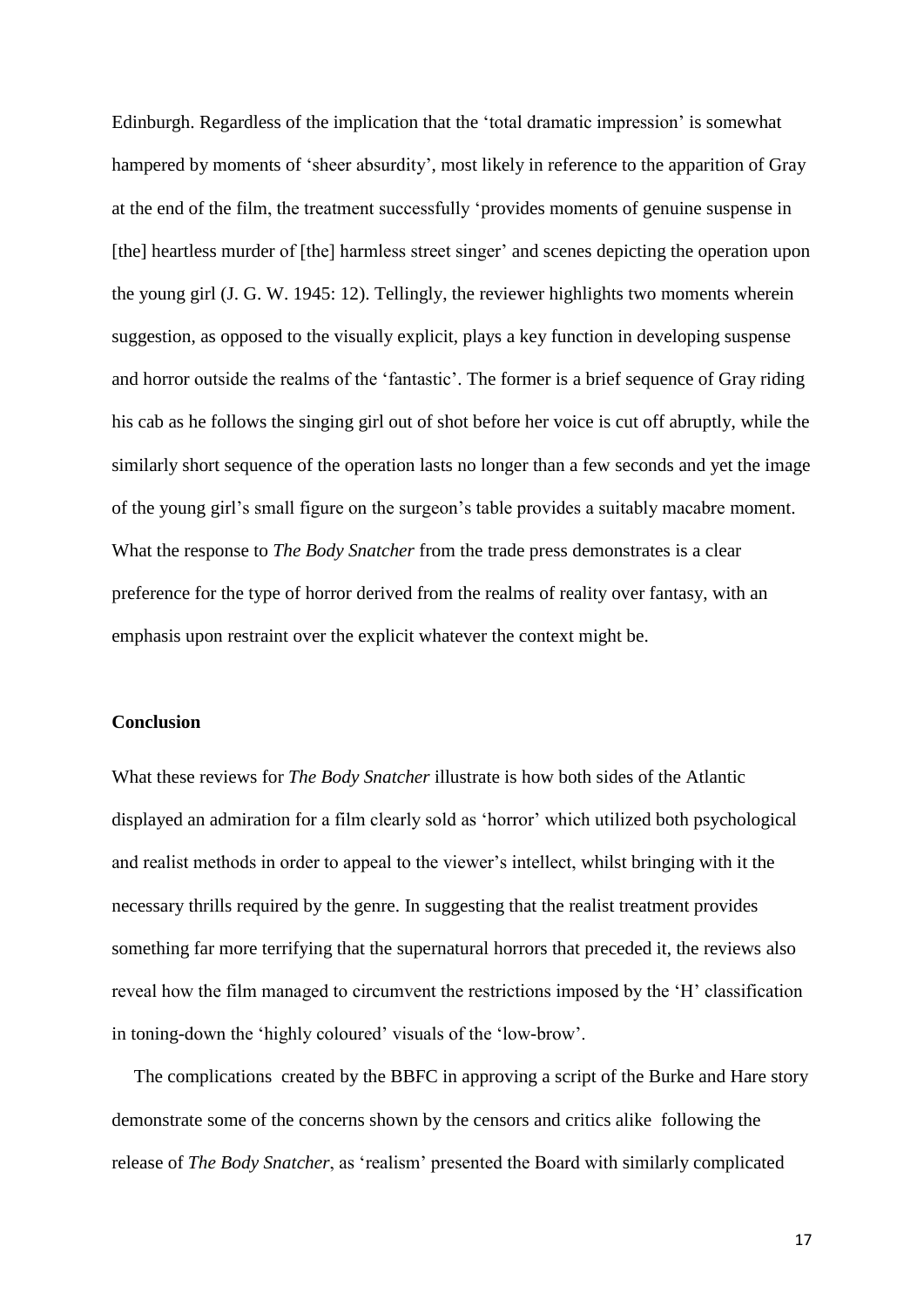Edinburgh. Regardless of the implication that the 'total dramatic impression' is somewhat hampered by moments of 'sheer absurdity', most likely in reference to the apparition of Gray at the end of the film, the treatment successfully 'provides moments of genuine suspense in [the] heartless murder of [the] harmless street singer' and scenes depicting the operation upon the young girl (J. G. W. 1945: 12). Tellingly, the reviewer highlights two moments wherein suggestion, as opposed to the visually explicit, plays a key function in developing suspense and horror outside the realms of the 'fantastic'. The former is a brief sequence of Gray riding his cab as he follows the singing girl out of shot before her voice is cut off abruptly, while the similarly short sequence of the operation lasts no longer than a few seconds and yet the image of the young girl's small figure on the surgeon's table provides a suitably macabre moment. What the response to *The Body Snatcher* from the trade press demonstrates is a clear preference for the type of horror derived from the realms of reality over fantasy, with an emphasis upon restraint over the explicit whatever the context might be.

**Conclusion**

What these reviews for *The Body Snatcher* illustrate is how both sides of the Atlantic displayed an admiration for a film clearly sold as 'horror' which utilized both psychological and realist methods in order to appeal to the viewer's intellect, whilst bringing with it the necessary thrills required by the genre. In suggesting that the realist treatment provides something far more terrifying that the supernatural horrors that preceded it, the reviews also reveal how the film managed to circumvent the restrictions imposed by the 'H' classification in toning-down the 'highly coloured' visuals of the 'low-brow'.

The complications created by the BBFC in approving a script of the Burke and Hare story demonstrate some of the concerns shown by the censors and critics alike following the release of *The Body Snatcher*, as 'realism' presented the Board with similarly complicated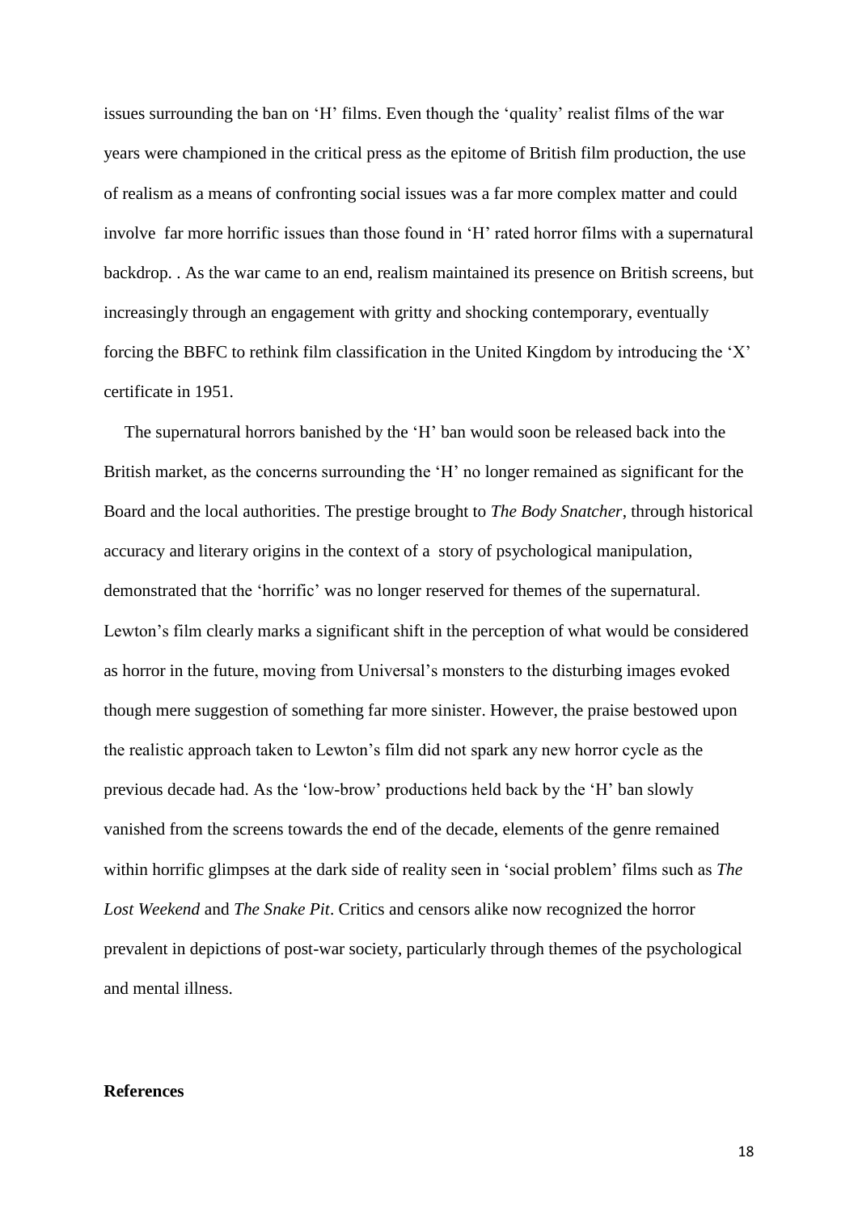issues surrounding the ban on 'H' films. Even though the 'quality' realist films of the war years were championed in the critical press as the epitome of British film production, the use of realism as a means of confronting social issues was a far more complex matter and could involve far more horrific issues than those found in 'H' rated horror films with a supernatural backdrop. . As the war came to an end, realism maintained its presence on British screens, but increasingly through an engagement with gritty and shocking contemporary, eventually forcing the BBFC to rethink film classification in the United Kingdom by introducing the 'X' certificate in 1951.

The supernatural horrors banished by the 'H' ban would soon be released back into the British market, as the concerns surrounding the 'H' no longer remained as significant for the Board and the local authorities. The prestige brought to *The Body Snatcher*, through historical accuracy and literary origins in the context of a story of psychological manipulation, demonstrated that the 'horrific' was no longer reserved for themes of the supernatural. Lewton's film clearly marks a significant shift in the perception of what would be considered as horror in the future, moving from Universal's monsters to the disturbing images evoked though mere suggestion of something far more sinister. However, the praise bestowed upon the realistic approach taken to Lewton's film did not spark any new horror cycle as the previous decade had. As the 'low-brow' productions held back by the 'H' ban slowly vanished from the screens towards the end of the decade, elements of the genre remained within horrific glimpses at the dark side of reality seen in 'social problem' films such as *The Lost Weekend* and *The Snake Pit*. Critics and censors alike now recognized the horror prevalent in depictions of post-war society, particularly through themes of the psychological and mental illness.

**References**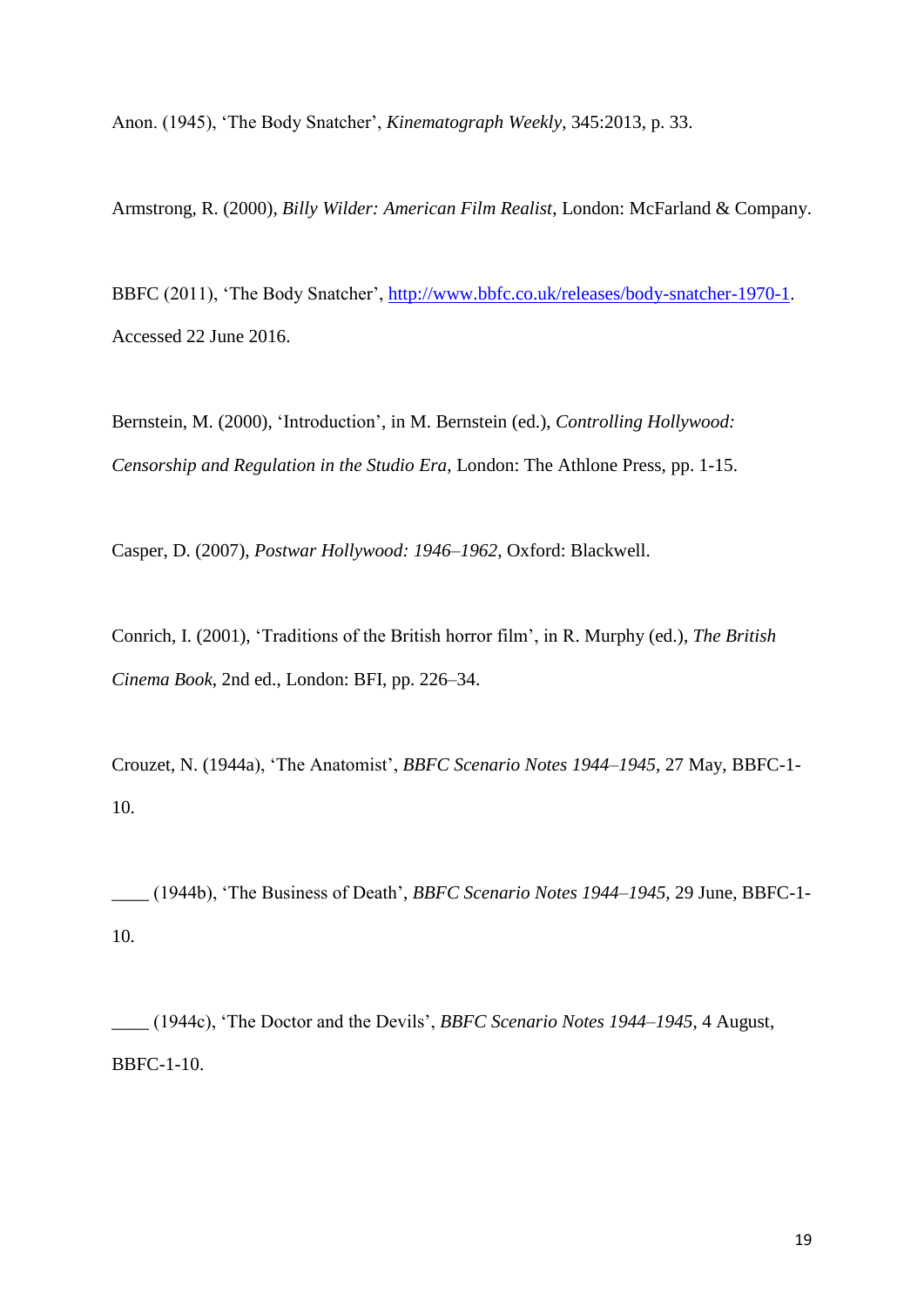Anon. (1945), 'The Body Snatcher', *Kinematograph Weekly*, 345:2013, p. 33.

Armstrong, R. (2000), *Billy Wilder: American Film Realist*, London: McFarland & Company.

BBFC (2011), 'The Body Snatcher', http://www.bbfc.co.uk/releases/body-snatcher-1970-1. Accessed 22 June 2016.

Bernstein, M. (2000), 'Introduction', in M. Bernstein (ed.), *Controlling Hollywood: Censorship and Regulation in the Studio Era*, London: The Athlone Press, pp. 1-15.

Casper, D. (2007), *Postwar Hollywood: 1946–1962*, Oxford: Blackwell.

Conrich, I. (2001), 'Traditions of the British horror film', in R. Murphy (ed.), *The British Cinema Book*, 2nd ed., London: BFI, pp. 226–34.

Crouzet, N. (1944a), 'The Anatomist', *BBFC Scenario Notes 1944–1945*, 27 May, BBFC-1-10.

____ (1944b), 'The Business of Death', *BBFC Scenario Notes 1944–1945*, 29 June, BBFC-1-10.

____ (1944c), 'The Doctor and the Devils', *BBFC Scenario Notes 1944–1945*, 4 August, BBFC-1-10.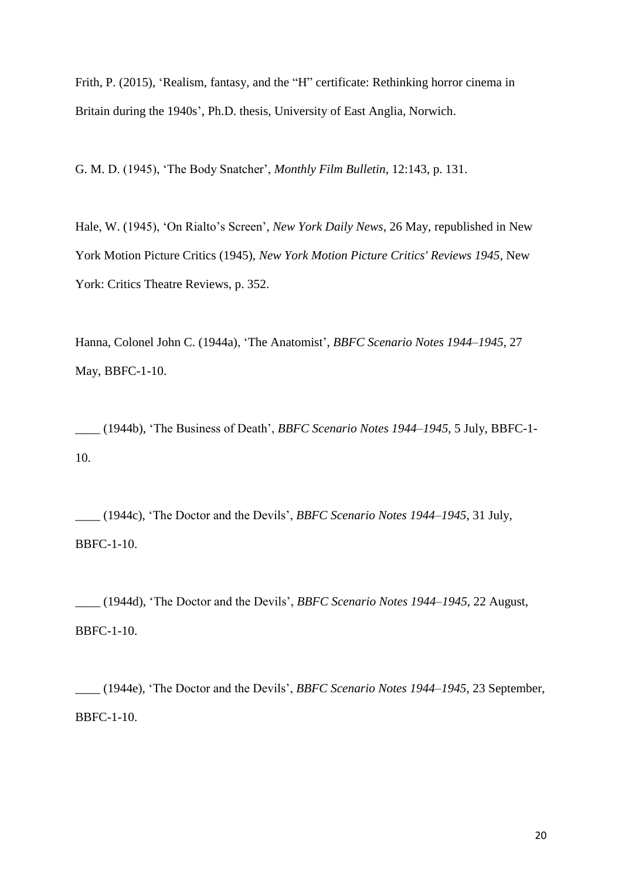Frith, P. (2015), 'Realism, fantasy, and the "H" certificate: Rethinking horror cinema in Britain during the 1940s', Ph.D. thesis, University of East Anglia, Norwich.

G. M. D. (1945), 'The Body Snatcher', *Monthly Film Bulletin*, 12:143, p. 131.

Hale, W. (1945), 'On Rialto's Screen', *New York Daily News*, 26 May, republished in New York Motion Picture Critics (1945), *New York Motion Picture Critics' Reviews 1945*, New York: Critics Theatre Reviews, p. 352.

Hanna, Colonel John C. (1944a), 'The Anatomist', *BBFC Scenario Notes 1944–1945*, 27 May, BBFC-1-10.

____ (1944b), 'The Business of Death', *BBFC Scenario Notes 1944–1945*, 5 July, BBFC-1-10.

____ (1944c), 'The Doctor and the Devils', *BBFC Scenario Notes 1944–1945*, 31 July, BBFC-1-10.

____ (1944d), 'The Doctor and the Devils', *BBFC Scenario Notes 1944–1945*, 22 August, BBFC-1-10.

____ (1944e), 'The Doctor and the Devils', *BBFC Scenario Notes 1944–1945*, 23 September, BBFC-1-10.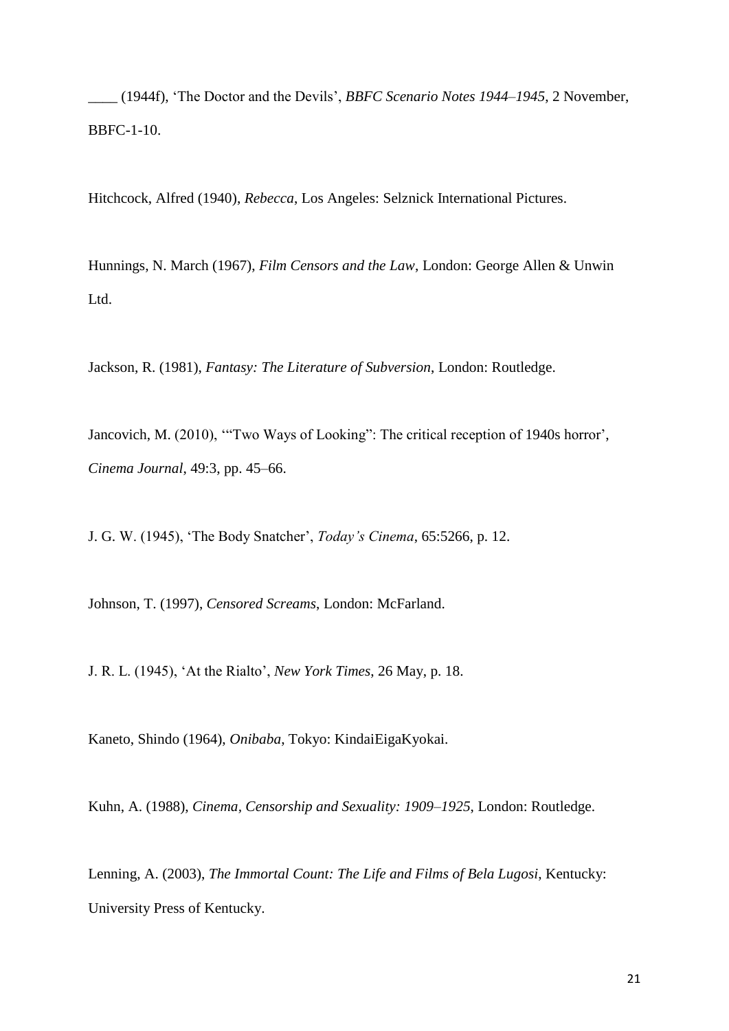____ (1944f), ‘The Doctor and the Devils’, *BBFC Scenario Notes 1944–1945*, 2 November, BBFC-1-10.

Hitchcock, Alfred (1940), *Rebecca*, Los Angeles: Selznick International Pictures.

Hunnings, N. March (1967), *Film Censors and the Law*, London: George Allen & Unwin Ltd.

Jackson, R. (1981), *Fantasy: The Literature of Subversion*, London: Routledge.

Jancovich, M. (2010), ‘“Two Ways of Looking”: The critical reception of 1940s horror’, *Cinema Journal*, 49:3, pp. 45–66.

J. G. W. (1945), ‘The Body Snatcher’, *Today’s Cinema*, 65:5266, p. 12.

Johnson, T. (1997), *Censored Screams*, London: McFarland.

J. R. L. (1945), ‘At the Rialto’, *New York Times*, 26 May, p. 18.

Kaneto, Shindo (1964), *Onibaba*, Tokyo: KindaiEigaKyokai.

Kuhn, A. (1988), *Cinema, Censorship and Sexuality: 1909–1925*, London: Routledge.

Lenning, A. (2003), *The Immortal Count: The Life and Films of Bela Lugosi*, Kentucky: University Press of Kentucky.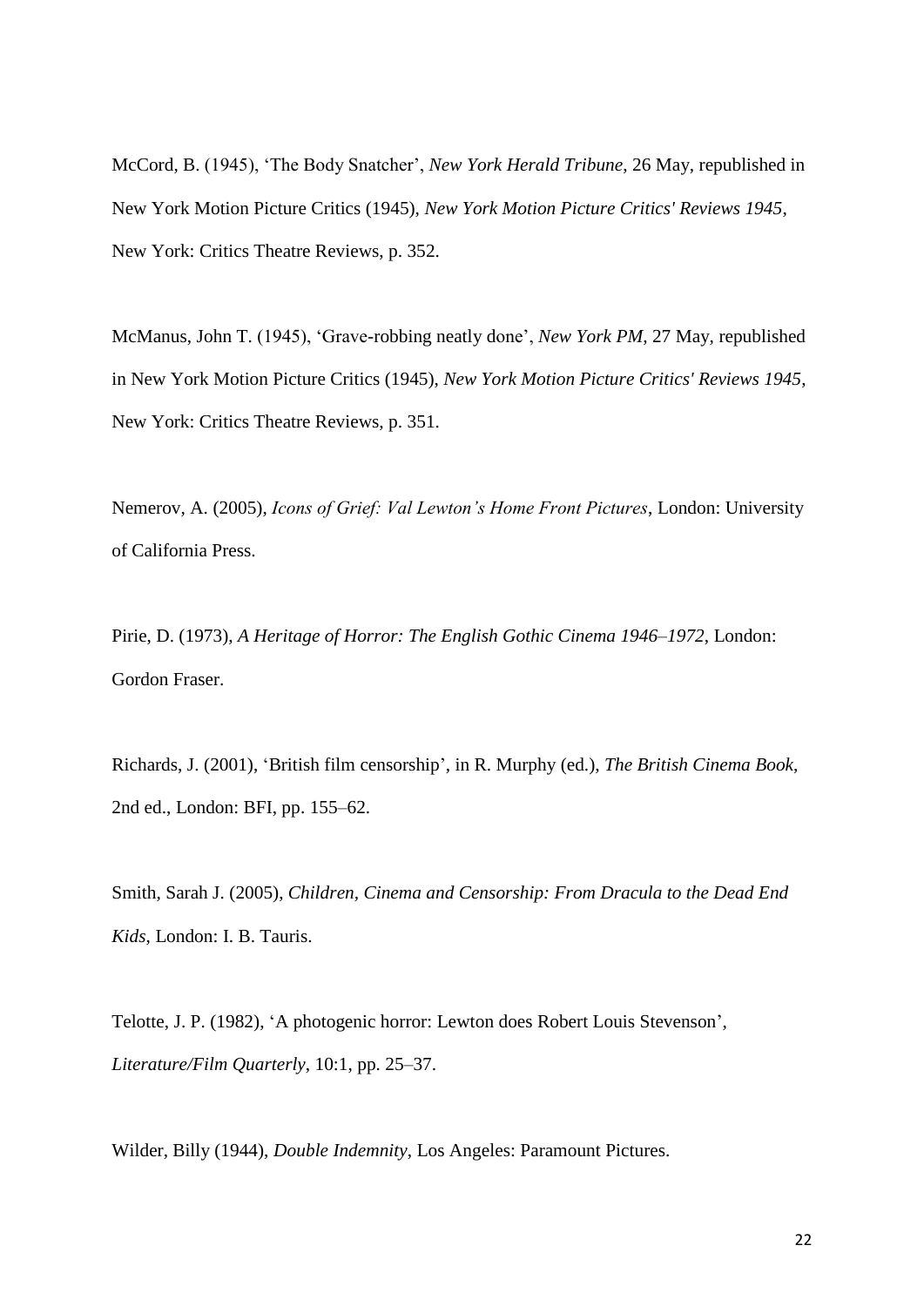McCord, B. (1945), 'The Body Snatcher', *New York Herald Tribune*, 26 May, republished in New York Motion Picture Critics (1945), *New York Motion Picture Critics' Reviews 1945*, New York: Critics Theatre Reviews, p. 352.

McManus, John T. (1945), 'Grave-robbing neatly done', *New York PM*, 27 May, republished in New York Motion Picture Critics (1945), *New York Motion Picture Critics' Reviews 1945*, New York: Critics Theatre Reviews, p. 351.

Nemerov, A. (2005), *Icons of Grief: Val Lewton's Home Front Pictures*, London: University of California Press.

Pirie, D. (1973), *A Heritage of Horror: The English Gothic Cinema 1946–1972*, London: Gordon Fraser.

Richards, J. (2001), 'British film censorship', in R. Murphy (ed.), *The British Cinema Book*, 2nd ed., London: BFI, pp. 155–62.

Smith, Sarah J. (2005), *Children, Cinema and Censorship: From Dracula to the Dead End Kids*, London: I. B. Tauris.

Telotte, J. P. (1982), 'A photogenic horror: Lewton does Robert Louis Stevenson', *Literature/Film Quarterly*, 10:1, pp. 25–37.

Wilder, Billy (1944), *Double Indemnity*, Los Angeles: Paramount Pictures.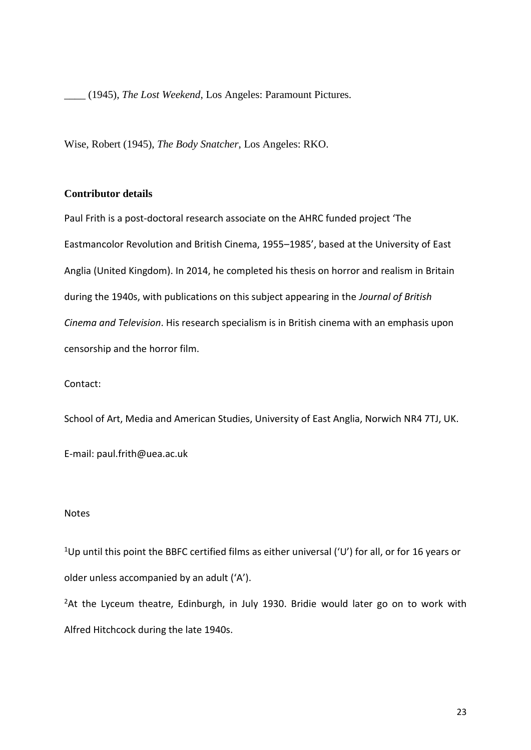____ (1945), *The Lost Weekend*, Los Angeles: Paramount Pictures.

Wise, Robert (1945), *The Body Snatcher*, Los Angeles: RKO.

**Contributor details**

Paul Frith is a post-doctoral research associate on the AHRC funded project 'The Eastmancolor Revolution and British Cinema, 1955–1985', based at the University of East Anglia (United Kingdom). In 2014, he completed his thesis on horror and realism in Britain during the 1940s, with publications on this subject appearing in the *Journal of British Cinema and Television*. His research specialism is in British cinema with an emphasis upon censorship and the horror film.

Contact:

School of Art, Media and American Studies, University of East Anglia, Norwich NR4 7TJ, UK.

E-mail: paul.frith@uea.ac.uk

Notes

[1]Up until this point the BBFC certified films as either universal ('U') for all, or for 16 years or older unless accompanied by an adult ('A').

[2]At the Lyceum theatre, Edinburgh, in July 1930. Bridie would later go on to work with Alfred Hitchcock during the late 1940s.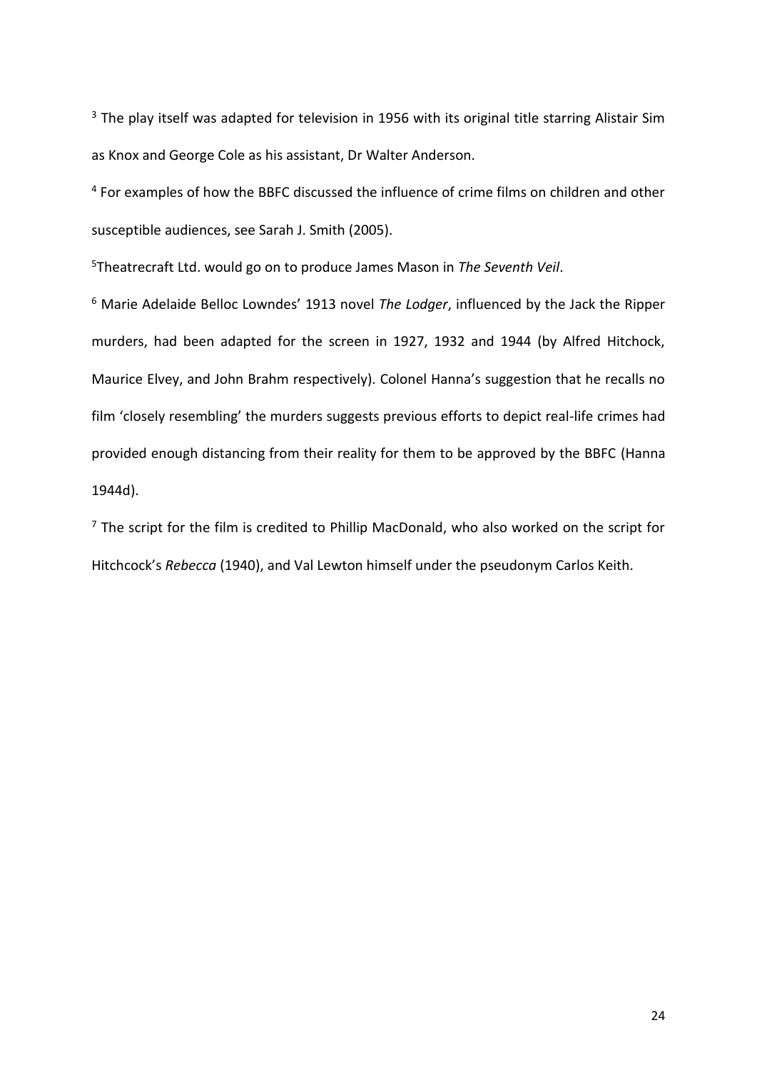[3] The play itself was adapted for television in 1956 with its original title starring Alistair Sim as Knox and George Cole as his assistant, Dr Walter Anderson.

[4] For examples of how the BBFC discussed the influence of crime films on children and other susceptible audiences, see Sarah J. Smith (2005).

[5]Theatrecraft Ltd. would go on to produce James Mason in *The Seventh Veil*.

[6] Marie Adelaide Belloc Lowndes' 1913 novel *The Lodger*, influenced by the Jack the Ripper murders, had been adapted for the screen in 1927, 1932 and 1944 (by Alfred Hitchcock, Maurice Elvey, and John Brahm respectively). Colonel Hanna's suggestion that he recalls no film 'closely resembling' the murders suggests previous efforts to depict real-life crimes had provided enough distancing from their reality for them to be approved by the BBFC (Hanna 1944d).

[7] The script for the film is credited to Phillip MacDonald, who also worked on the script for Hitchcock's *Rebecca* (1940), and Val Lewton himself under the pseudonym Carlos Keith.